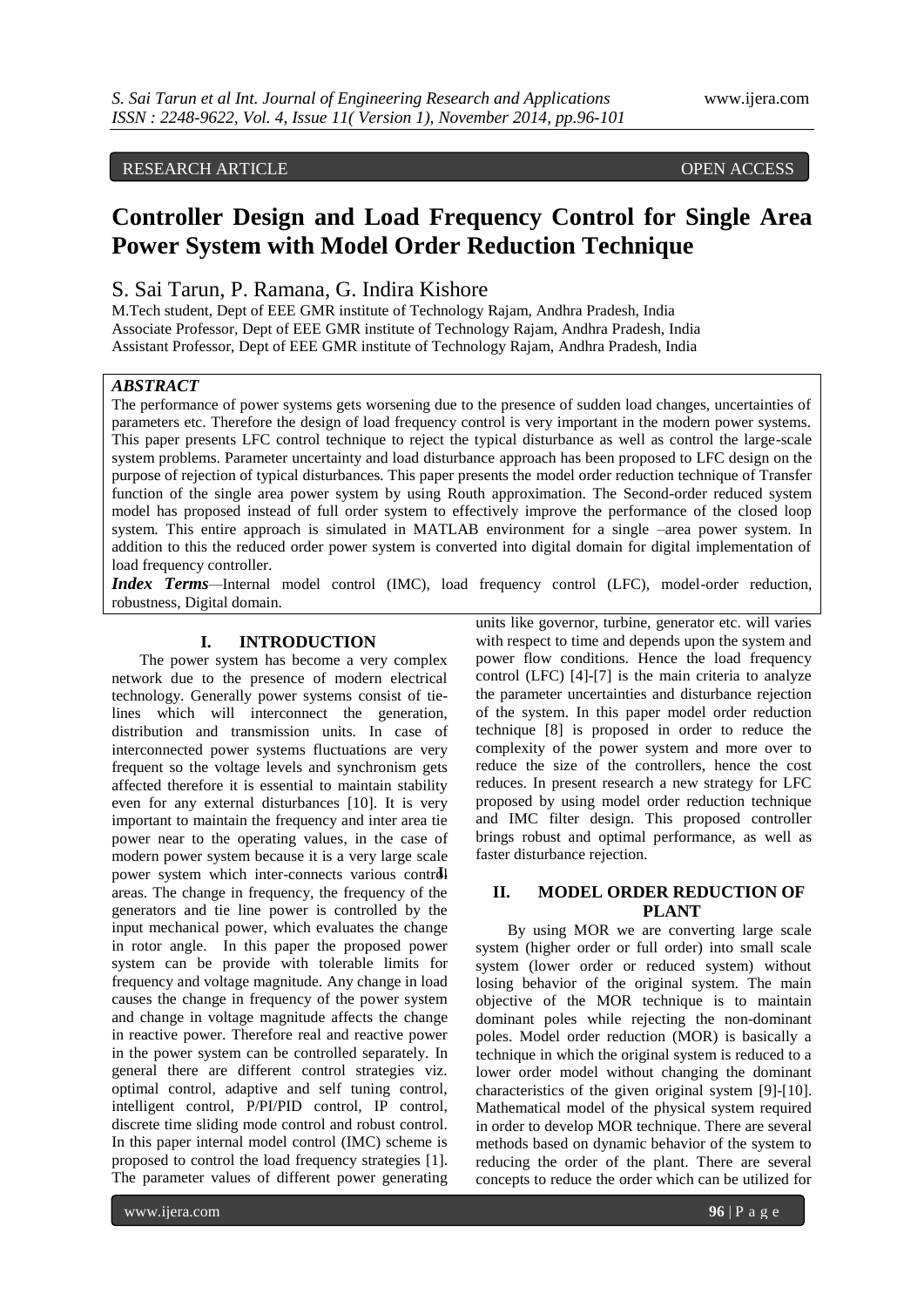RESEARCH ARTICLE OPEN ACCESS

# Controller Design and Load Frequency Control for Single Area Power System with Model Order Reduction Technique

S. Sai Tarun, P. Ramana, G. Indira Kishore

M.Tech student, Dept of EEE GMR institute of Technology Rajam, Andhra Pradesh, India
Associate Professor, Dept of EEE GMR institute of Technology Rajam, Andhra Pradesh, India
Assistant Professor, Dept of EEE GMR institute of Technology Rajam, Andhra Pradesh, India

***ABSTRACT***

The performance of power systems gets worsening due to the presence of sudden load changes, uncertainties of parameters etc. Therefore the design of load frequency control is very important in the modern power systems. This paper presents LFC control technique to reject the typical disturbance as well as control the large-scale system problems. Parameter uncertainty and load disturbance approach has been proposed to LFC design on the purpose of rejection of typical disturbances. This paper presents the model order reduction technique of Transfer function of the single area power system by using Routh approximation. The Second-order reduced system model has proposed instead of full order system to effectively improve the performance of the closed loop system. This entire approach is simulated in MATLAB environment for a single –area power system. In addition to this the reduced order power system is converted into digital domain for digital implementation of load frequency controller.

***Index Terms***—Internal model control (IMC), load frequency control (LFC), model-order reduction, robustness, Digital domain.

## I. INTRODUCTION

The power system has become a very complex network due to the presence of modern electrical technology. Generally power systems consist of tie-lines which will interconnect the generation, distribution and transmission units. In case of interconnected power systems fluctuations are very frequent so the voltage levels and synchronism gets affected therefore it is essential to maintain stability even for any external disturbances [10]. It is very important to maintain the frequency and inter area tie power near to the operating values, in the case of modern power system because it is a very large scale power system which inter-connects various control areas. The change in frequency, the frequency of the generators and tie line power is controlled by the input mechanical power, which evaluates the change in rotor angle. In this paper the proposed power system can be provide with tolerable limits for frequency and voltage magnitude. Any change in load causes the change in frequency of the power system and change in voltage magnitude affects the change in reactive power. Therefore real and reactive power in the power system can be controlled separately. In general there are different control strategies viz. optimal control, adaptive and self tuning control, intelligent control, P/PI/PID control, IP control, discrete time sliding mode control and robust control. In this paper internal model control (IMC) scheme is proposed to control the load frequency strategies [1]. The parameter values of different power generating units like governor, turbine, generator etc. will varies with respect to time and depends upon the system and power flow conditions. Hence the load frequency control (LFC) [4]-[7] is the main criteria to analyze the parameter uncertainties and disturbance rejection of the system. In this paper model order reduction technique [8] is proposed in order to reduce the complexity of the power system and more over to reduce the size of the controllers, hence the cost reduces. In present research a new strategy for LFC proposed by using model order reduction technique and IMC filter design. This proposed controller brings robust and optimal performance, as well as faster disturbance rejection.

## II. MODEL ORDER REDUCTION OF PLANT

By using MOR we are converting large scale system (higher order or full order) into small scale system (lower order or reduced system) without losing behavior of the original system. The main objective of the MOR technique is to maintain dominant poles while rejecting the non-dominant poles. Model order reduction (MOR) is basically a technique in which the original system is reduced to a lower order model without changing the dominant characteristics of the given original system [9]-[10]. Mathematical model of the physical system required in order to develop MOR technique. There are several methods based on dynamic behavior of the system to reducing the order of the plant. There are several concepts to reduce the order which can be utilized for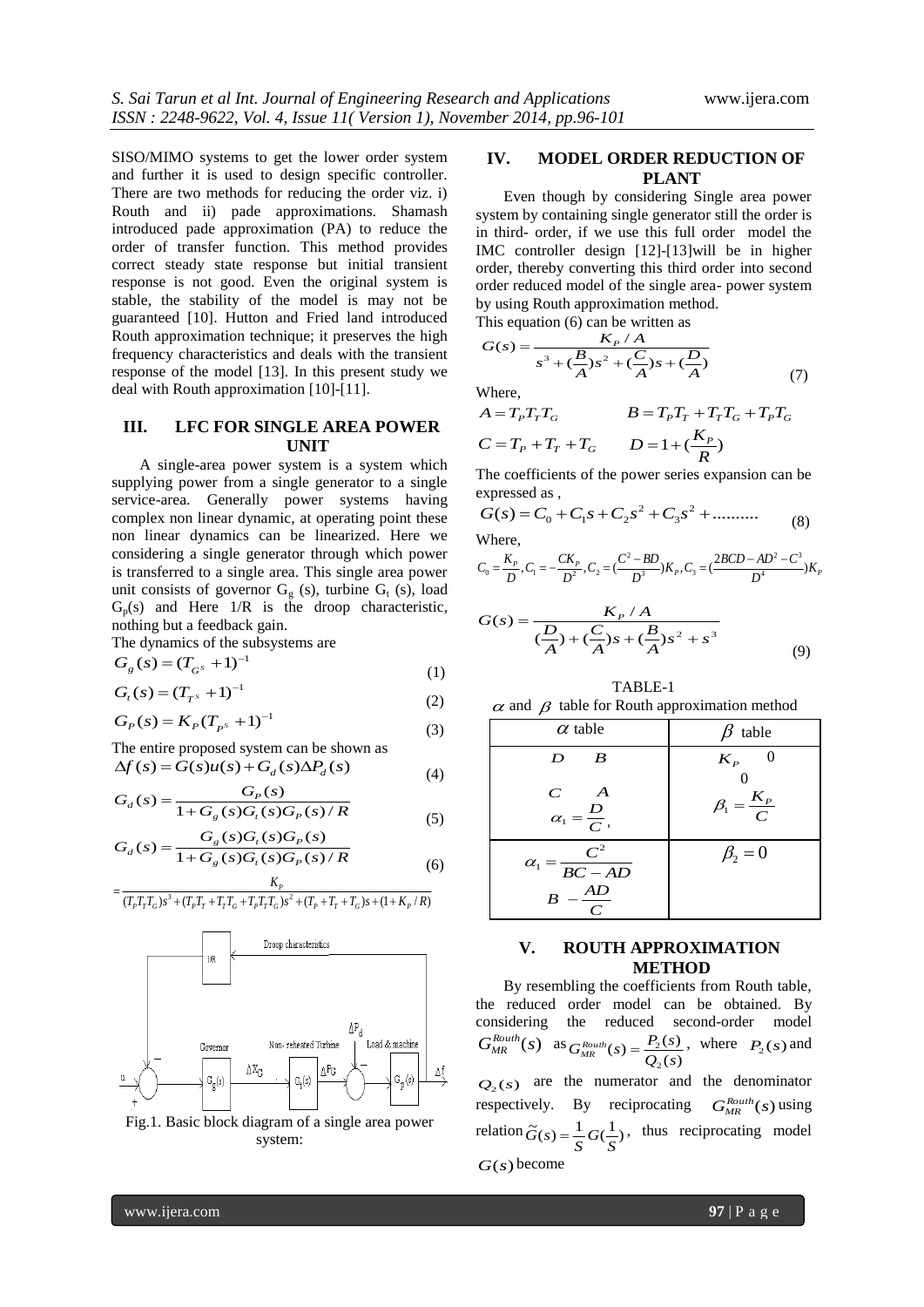SISO/MIMO systems to get the lower order system and further it is used to design specific controller. There are two methods for reducing the order viz. i) Routh and ii) pade approximations. Shamash introduced pade approximation (PA) to reduce the order of transfer function. This method provides correct steady state response but initial transient response is not good. Even the original system is stable, the stability of the model is may not be guaranteed [10]. Hutton and Fried land introduced Routh approximation technique; it preserves the high frequency characteristics and deals with the transient response of the model [13]. In this present study we deal with Routh approximation [10]-[11].

## III. LFC FOR SINGLE AREA POWER UNIT

A single-area power system is a system which supplying power from a single generator to a single service-area. Generally power systems having complex non linear dynamic, at operating point these non linear dynamics can be linearized. Here we considering a single generator through which power is transferred to a single area. This single area power unit consists of governor $G_g$ (s), turbine $G_t$ (s), load $G_p(s)$ and Here 1/R is the droop characteristic, nothing but a feedback gain.

The dynamics of the subsystems are

$$G_g(s) = (T_{G^s} + 1)^{-1} \tag{1}$$

$$G_t(s) = (T_{T^s} + 1)^{-1} \tag{2}$$

$$G_P(s) = K_P(T_{P^s} + 1)^{-1} \tag{3}$$

The entire proposed system can be shown as

$$\Delta f(s) = G(s)u(s) + G_d(s)\Delta P_d(s) \tag{4}$$

$$G_d(s) = \frac{G_P(s)}{1 + G_g(s)G_t(s)G_P(s)/R} \tag{5}$$

$$G_d(s) = \frac{G_g(s)G_t(s)G_P(s)}{1 + G_g(s)G_t(s)G_P(s)/R} \tag{6}$$

$$= \frac{K_P}{(T_P T_T T_G)s^3 + (T_P T_T + T_T T_G + T_P T_T T_G)s^2 + (T_P + T_T + T_G)s + (1 + K_P/R)}$$

Fig.1. Basic block diagram of a single area power system:

## IV. MODEL ORDER REDUCTION OF PLANT

Even though by considering Single area power system by containing single generator still the order is in third- order, if we use this full order model the IMC controller design [12]-[13]will be in higher order, thereby converting this third order into second order reduced model of the single area- power system by using Routh approximation method.

This equation (6) can be written as

$$G(s) = \frac{K_P / A}{s^3 + (\frac{B}{A})s^2 + (\frac{C}{A})s + (\frac{D}{A})} \tag{7}$$

Where,

$$A = T_P T_T T_G \qquad B = T_P T_T + T_T T_G + T_P T_G$$

$$C = T_P + T_T + T_G \qquad D = 1 + (\frac{K_P}{R})$$

The coefficients of the power series expansion can be expressed as ,

$$G(s) = C_0 + C_1 s + C_2 s^2 + C_3 s^2 + .......... \tag{8}$$

Where,

$$C_0 = \frac{K_P}{D}, C_1 = -\frac{CK_P}{D^2}, C_2 = (\frac{C^2 - BD}{D^3})K_P, C_3 = (\frac{2BCD - AD^2 - C^3}{D^4})K_P$$

$$G(s) = \frac{K_P / A}{(\frac{D}{A}) + (\frac{C}{A})s + (\frac{B}{A})s^2 + s^3} \tag{9}$$

TABLE-1

$\alpha$ and $\beta$ table for Routh approximation method

| $\alpha$ table | $\beta$ table |
|---|---|
| $D \quad B$ <br> $C \quad A$ <br> $\alpha_1 = \frac{D}{C}$, | $K_P \quad 0$ <br> $0$ <br> $\beta_1 = \frac{K_P}{C}$ |
| $\alpha_1 = \frac{C^2}{BC - AD}$ <br> $B - \frac{AD}{C}$ | $\beta_2 = 0$ |

## V. ROUTH APPROXIMATION METHOD

By resembling the coefficients from Routh table, the reduced order model can be obtained. By considering the reduced second-order model $G_{MR}^{Routh}(s)$ as $G_{MR}^{Routh}(s) = \frac{P_2(s)}{Q_2(s)}$, where $P_2(s)$ and $Q_2(s)$ are the numerator and the denominator respectively. By reciprocating $G_{MR}^{Routh}(s)$ using relation $\tilde{G}(s) = \frac{1}{S}G(\frac{1}{S})$, thus reciprocating model $G(s)$ become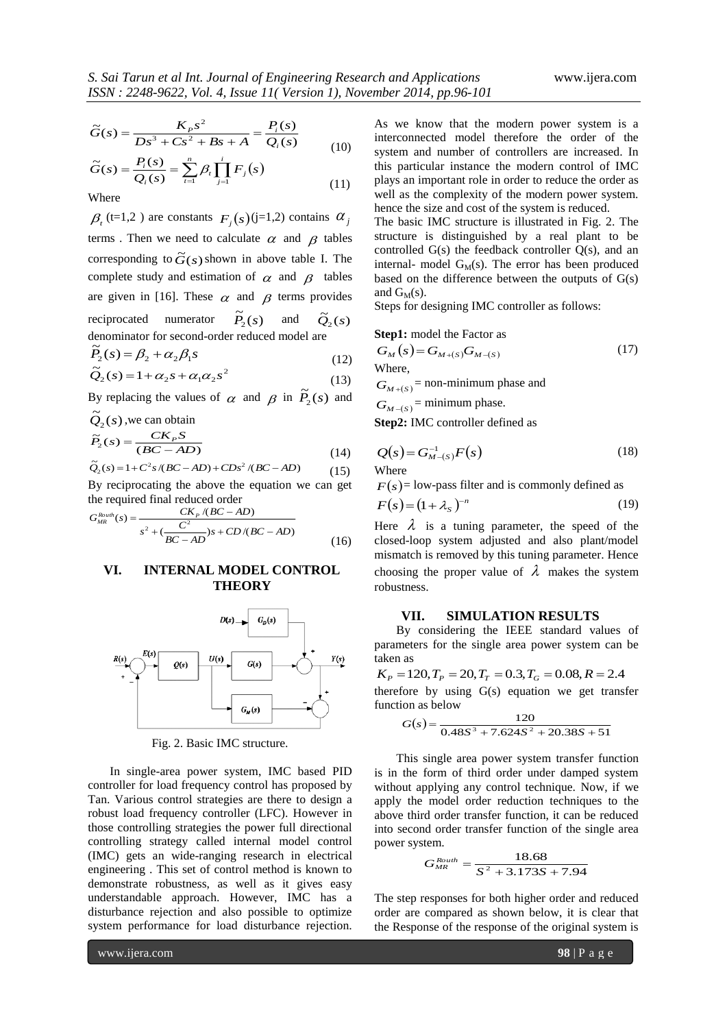$$\tilde{G}(s) = \frac{K_P s^2}{Ds^3 + Cs^2 + Bs + A} = \frac{P_i(s)}{Q_i(s)} \tag{10}$$

$$\tilde{G}(s) = \frac{P_i(s)}{Q_i(s)} = \sum_{t=1}^{n} \beta_t \prod_{j=1}^{i} F_j(s) \tag{11}$$

Where

$\beta_t$ (t=1,2 ) are constants $F_j(s)$(j=1,2) contains $\alpha_j$ terms . Then we need to calculate $\alpha$ and $\beta$ tables corresponding to $\tilde{G}(s)$ shown in above table I. The complete study and estimation of $\alpha$ and $\beta$ tables are given in [16]. These $\alpha$ and $\beta$ terms provides reciprocated numerator $\tilde{P}_2(s)$ and $\tilde{Q}_2(s)$ denominator for second-order reduced model are

$$\tilde{P}_2(s) = \beta_2 + \alpha_2\beta_1 s \tag{12}$$

$$\tilde{Q}_2(s) = 1 + \alpha_2 s + \alpha_1\alpha_2 s^2 \tag{13}$$

By replacing the values of $\alpha$ and $\beta$ in $\tilde{P}_2(s)$ and $\tilde{Q}_2(s)$ ,we can obtain

$$\tilde{P}_2(s) = \frac{CK_P S}{(BC - AD)} \tag{14}$$

$$\tilde{Q}_2(s) = 1 + C^2 s/(BC - AD) + CDs^2/(BC - AD) \tag{15}$$

By reciprocating the above the equation we can get the required final reduced order

$$G_{MR}^{Routh}(s) = \frac{CK_P/(BC - AD)}{s^2 + (\frac{C^2}{BC - AD})s + CD/(BC - AD)} \tag{16}$$

## VI. INTERNAL MODEL CONTROL THEORY

Fig. 2. Basic IMC structure.

In single-area power system, IMC based PID controller for load frequency control has proposed by Tan. Various control strategies are there to design a robust load frequency controller (LFC). However in those controlling strategies the power full directional controlling strategy called internal model control (IMC) gets an wide-ranging research in electrical engineering . This set of control method is known to demonstrate robustness, as well as it gives easy understandable approach. However, IMC has a disturbance rejection and also possible to optimize system performance for load disturbance rejection.

As we know that the modern power system is a interconnected model therefore the order of the system and number of controllers are increased. In this particular instance the modern control of IMC plays an important role in order to reduce the order as well as the complexity of the modern power system. hence the size and cost of the system is reduced.

The basic IMC structure is illustrated in Fig. 2. The structure is distinguished by a real plant to be controlled G(s) the feedback controller Q(s), and an internal- model $G_M(s)$. The error has been produced based on the difference between the outputs of G(s) and $G_M(s)$.

Steps for designing IMC controller as follows:

**Step1:** model the Factor as

$$G_M(s) = G_{M+(S)} G_{M-(S)} \tag{17}$$

Where,

$G_{M+(S)}$ = non-minimum phase and

$G_{M-(S)}$ = minimum phase.

**Step2:** IMC controller defined as

$$Q(s) = G_{M-(S)}^{-1} F(s) \tag{18}$$

Where

$F(s)$ = low-pass filter and is commonly defined as

$$F(s) = (1 + \lambda_S)^{-n} \tag{19}$$

Here $\lambda$ is a tuning parameter, the speed of the closed-loop system adjusted and also plant/model mismatch is removed by this tuning parameter. Hence choosing the proper value of $\lambda$ makes the system robustness.

## VII. SIMULATION RESULTS

By considering the IEEE standard values of parameters for the single area power system can be taken as

$K_P = 120, T_P = 20, T_T = 0.3, T_G = 0.08, R = 2.4$

therefore by using G(s) equation we get transfer function as below

$$G(s) = \frac{120}{0.48S^3 + 7.624S^2 + 20.38S + 51}$$

This single area power system transfer function is in the form of third order under damped system without applying any control technique. Now, if we apply the model order reduction techniques to the above third order transfer function, it can be reduced into second order transfer function of the single area power system.

$$G_{MR}^{Routh} = \frac{18.68}{S^2 + 3.173S + 7.94}$$

The step responses for both higher order and reduced order are compared as shown below, it is clear that the Response of the response of the original system is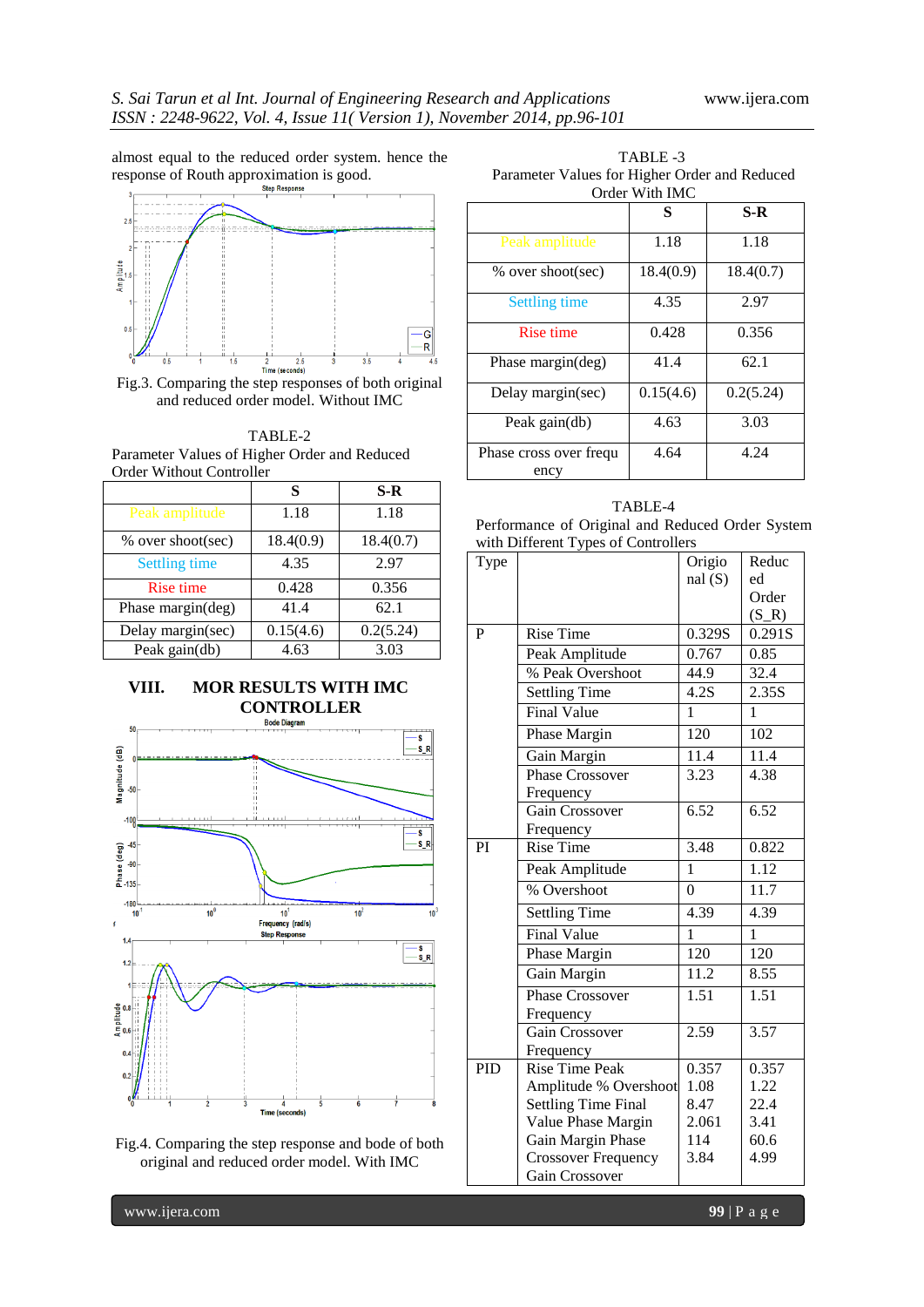almost equal to the reduced order system. hence the response of Routh approximation is good.

Fig.3. Comparing the step responses of both original and reduced order model. Without IMC

TABLE-2

Parameter Values of Higher Order and Reduced Order Without Controller

| | S | S-R |
|---|---|---|
| Peak amplitude | 1.18 | 1.18 |
| % over shoot(sec) | 18.4(0.9) | 18.4(0.7) |
| Settling time | 4.35 | 2.97 |
| Rise time | 0.428 | 0.356 |
| Phase margin(deg) | 41.4 | 62.1 |
| Delay margin(sec) | 0.15(4.6) | 0.2(5.24) |
| Peak gain(db) | 4.63 | 3.03 |

## VIII. MOR RESULTS WITH IMC CONTROLLER

Fig.4. Comparing the step response and bode of both original and reduced order model. With IMC

TABLE -3

Parameter Values for Higher Order and Reduced Order With IMC

| | S | S-R |
|---|---|---|
| Peak amplitude | 1.18 | 1.18 |
| % over shoot(sec) | 18.4(0.9) | 18.4(0.7) |
| Settling time | 4.35 | 2.97 |
| Rise time | 0.428 | 0.356 |
| Phase margin(deg) | 41.4 | 62.1 |
| Delay margin(sec) | 0.15(4.6) | 0.2(5.24) |
| Peak gain(db) | 4.63 | 3.03 |
| Phase cross over frequency | 4.64 | 4.24 |

TABLE-4

Performance of Original and Reduced Order System with Different Types of Controllers

| Type | | Origional (S) | Reduced Order (S_R) |
|---|---|---|---|
| P | Rise Time | 0.329S | 0.291S |
| | Peak Amplitude | 0.767 | 0.85 |
| | % Peak Overshoot | 44.9 | 32.4 |
| | Settling Time | 4.2S | 2.35S |
| | Final Value | 1 | 1 |
| | Phase Margin | 120 | 102 |
| | Gain Margin | 11.4 | 11.4 |
| | Phase Crossover Frequency | 3.23 | 4.38 |
| | Gain Crossover Frequency | 6.52 | 6.52 |
| PI | Rise Time | 3.48 | 0.822 |
| | Peak Amplitude | 1 | 1.12 |
| | % Overshoot | 0 | 11.7 |
| | Settling Time | 4.39 | 4.39 |
| | Final Value | 1 | 1 |
| | Phase Margin | 120 | 120 |
| | Gain Margin | 11.2 | 8.55 |
| | Phase Crossover Frequency | 1.51 | 1.51 |
| | Gain Crossover Frequency | 2.59 | 3.57 |
| PID | Rise Time Peak Amplitude % Overshoot Settling Time Final Value Phase Margin Gain Margin Phase Crossover Frequency Gain Crossover | 0.357 1.08 8.47 2.061 114 3.84 | 0.357 1.22 22.4 3.41 60.6 4.99 |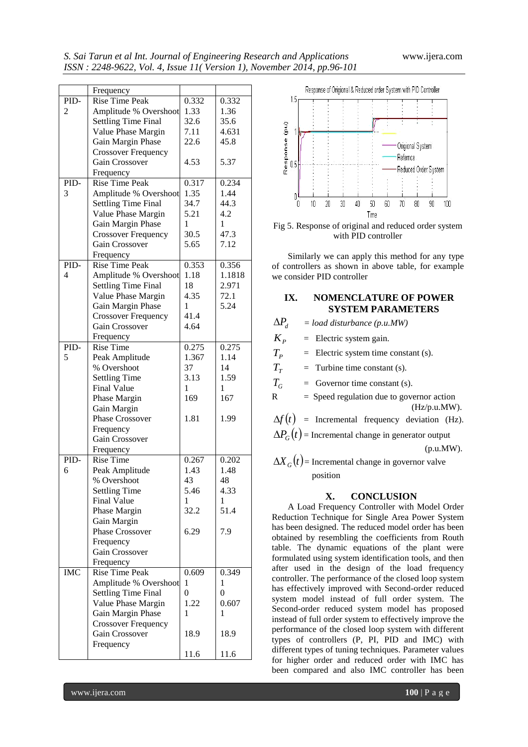|  | Frequency |  |  |
|---|---|---|---|
| PID-2 | Rise Time Peak Amplitude % Overshoot Settling Time Final Value Phase Margin Gain Margin Phase Crossover Frequency Gain Crossover Frequency | 0.332 1.33 32.6 7.11 22.6 4.53 | 0.332 1.36 35.6 4.631 45.8 5.37 |
| PID-3 | Rise Time Peak Amplitude % Overshoot Settling Time Final Value Phase Margin Gain Margin Phase Crossover Frequency Gain Crossover Frequency | 0.317 1.35 34.7 5.21 1 30.5 5.65 | 0.234 1.44 44.3 4.2 1 47.3 7.12 |
| PID-4 | Rise Time Peak Amplitude % Overshoot Settling Time Final Value Phase Margin Gain Margin Phase Crossover Frequency Gain Crossover Frequency | 0.353 1.18 18 4.35 1 41.4 4.64 | 0.356 1.1818 2.971 72.1 5.24 |
| PID-5 | Rise Time Peak Amplitude % Overshoot Settling Time Final Value Phase Margin Gain Margin Phase Crossover Frequency Gain Crossover Frequency | 0.275 1.367 37 3.13 1 169 1.81 | 0.275 1.14 14 1.59 1 167 1.99 |
| PID-6 | Rise Time Peak Amplitude % Overshoot Settling Time Final Value Phase Margin Gain Margin Phase Crossover Frequency Gain Crossover Frequency | 0.267 1.43 43 5.46 1 32.2 6.29 | 0.202 1.48 48 4.33 1 51.4 7.9 |
| IMC | Rise Time Peak Amplitude % Overshoot Settling Time Final Value Phase Margin Gain Margin Phase Crossover Frequency Gain Crossover Frequency | 0.609 1 0 1.22 1 18.9 11.6 | 0.349 1 0 0.607 1 18.9 11.6 |

Fig 5. Response of original and reduced order system with PID controller

Similarly we can apply this method for any type of controllers as shown in above table, for example we consider PID controller

## IX. NOMENCLATURE OF POWER SYSTEM PARAMETERS

$\Delta P_d$ = *load disturbance (p.u.MW)*

$K_P$ = Electric system gain.

$T_P$ = Electric system time constant (s).

$T_T$ = Turbine time constant (s).

$T_G$ = Governor time constant (s).

R = Speed regulation due to governor action (Hz/p.u.MW).

$\Delta f(t)$ = Incremental frequency deviation (Hz).

$\Delta P_G(t)$ = Incremental change in generator output (p.u.MW).

$\Delta X_G(t)$ = Incremental change in governor valve position

## X. CONCLUSION

A Load Frequency Controller with Model Order Reduction Technique for Single Area Power System has been designed. The reduced model order has been obtained by resembling the coefficients from Routh table. The dynamic equations of the plant were formulated using system identification tools, and then after used in the design of the load frequency controller. The performance of the closed loop system has effectively improved with Second-order reduced system model instead of full order system. The Second-order reduced system model has proposed instead of full order system to effectively improve the performance of the closed loop system with different types of controllers (P, PI, PID and IMC) with different types of tuning techniques. Parameter values for higher order and reduced order with IMC has been compared and also IMC controller has been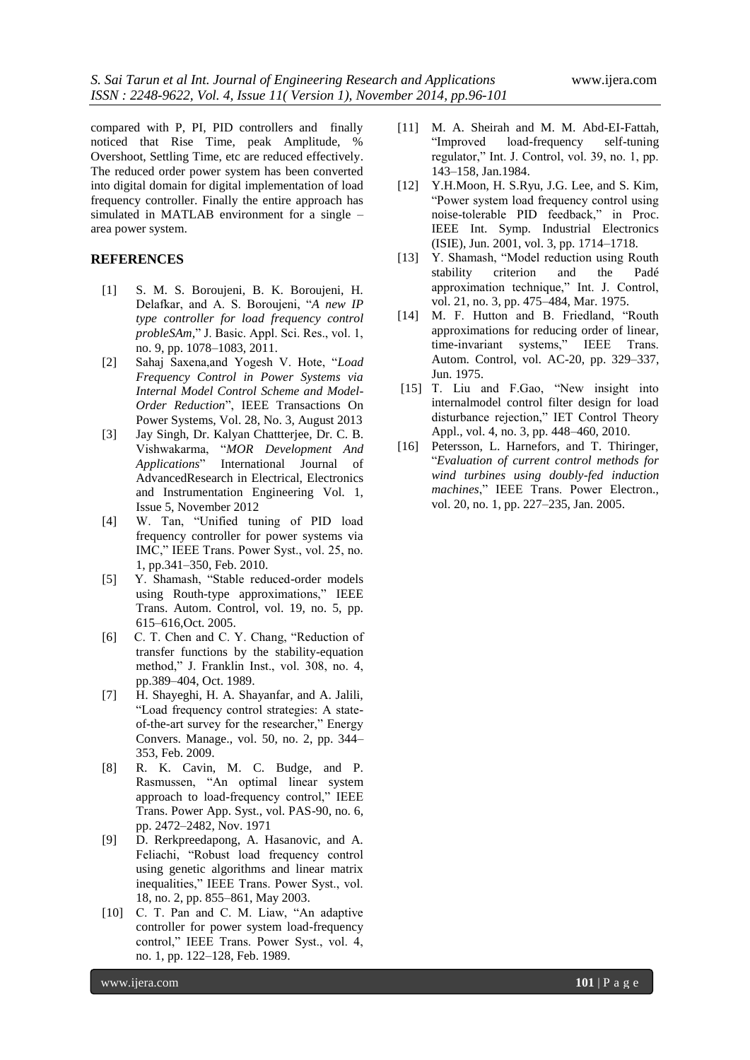compared with P, PI, PID controllers and finally noticed that Rise Time, peak Amplitude, % Overshoot, Settling Time, etc are reduced effectively. The reduced order power system has been converted into digital domain for digital implementation of load frequency controller. Finally the entire approach has simulated in MATLAB environment for a single – area power system.

## REFERENCES

- [1] S. M. S. Boroujeni, B. K. Boroujeni, H. Delafkar, and A. S. Boroujeni, "*A new IP type controller for load frequency control probleSAm*," J. Basic. Appl. Sci. Res., vol. 1, no. 9, pp. 1078–1083, 2011.
- [2] Sahaj Saxena,and Yogesh V. Hote, "*Load Frequency Control in Power Systems via Internal Model Control Scheme and Model-Order Reduction*", IEEE Transactions On Power Systems, Vol. 28, No. 3, August 2013
- [3] Jay Singh, Dr. Kalyan Chattterjee, Dr. C. B. Vishwakarma, "*MOR Development And Applications*" International Journal of AdvancedResearch in Electrical, Electronics and Instrumentation Engineering Vol. 1, Issue 5, November 2012
- [4] W. Tan, "Unified tuning of PID load frequency controller for power systems via IMC," IEEE Trans. Power Syst., vol. 25, no. 1, pp.341–350, Feb. 2010.
- [5] Y. Shamash, "Stable reduced-order models using Routh-type approximations," IEEE Trans. Autom. Control, vol. 19, no. 5, pp. 615–616,Oct. 2005.
- [6] C. T. Chen and C. Y. Chang, "Reduction of transfer functions by the stability-equation method," J. Franklin Inst., vol. 308, no. 4, pp.389–404, Oct. 1989.
- [7] H. Shayeghi, H. A. Shayanfar, and A. Jalili, "Load frequency control strategies: A state-of-the-art survey for the researcher," Energy Convers. Manage., vol. 50, no. 2, pp. 344–353, Feb. 2009.
- [8] R. K. Cavin, M. C. Budge, and P. Rasmussen, "An optimal linear system approach to load-frequency control," IEEE Trans. Power App. Syst., vol. PAS-90, no. 6, pp. 2472–2482, Nov. 1971
- [9] D. Rerkpreedapong, A. Hasanovic, and A. Feliachi, "Robust load frequency control using genetic algorithms and linear matrix inequalities," IEEE Trans. Power Syst., vol. 18, no. 2, pp. 855–861, May 2003.
- [10] C. T. Pan and C. M. Liaw, "An adaptive controller for power system load-frequency control," IEEE Trans. Power Syst., vol. 4, no. 1, pp. 122–128, Feb. 1989.
- [11] M. A. Sheirah and M. M. Abd-EI-Fattah, "Improved load-frequency self-tuning regulator," Int. J. Control, vol. 39, no. 1, pp. 143–158, Jan.1984.
- [12] Y.H.Moon, H. S.Ryu, J.G. Lee, and S. Kim, "Power system load frequency control using noise-tolerable PID feedback," in Proc. IEEE Int. Symp. Industrial Electronics (ISIE), Jun. 2001, vol. 3, pp. 1714–1718.
- [13] Y. Shamash, "Model reduction using Routh stability criterion and the Padé approximation technique," Int. J. Control, vol. 21, no. 3, pp. 475–484, Mar. 1975.
- [14] M. F. Hutton and B. Friedland, "Routh approximations for reducing order of linear, time-invariant systems," IEEE Trans. Autom. Control, vol. AC-20, pp. 329–337, Jun. 1975.
- [15] T. Liu and F.Gao, "New insight into internalmodel control filter design for load disturbance rejection," IET Control Theory Appl., vol. 4, no. 3, pp. 448–460, 2010.
- [16] Petersson, L. Harnefors, and T. Thiringer, "*Evaluation of current control methods for wind turbines using doubly-fed induction machines*," IEEE Trans. Power Electron., vol. 20, no. 1, pp. 227–235, Jan. 2005.